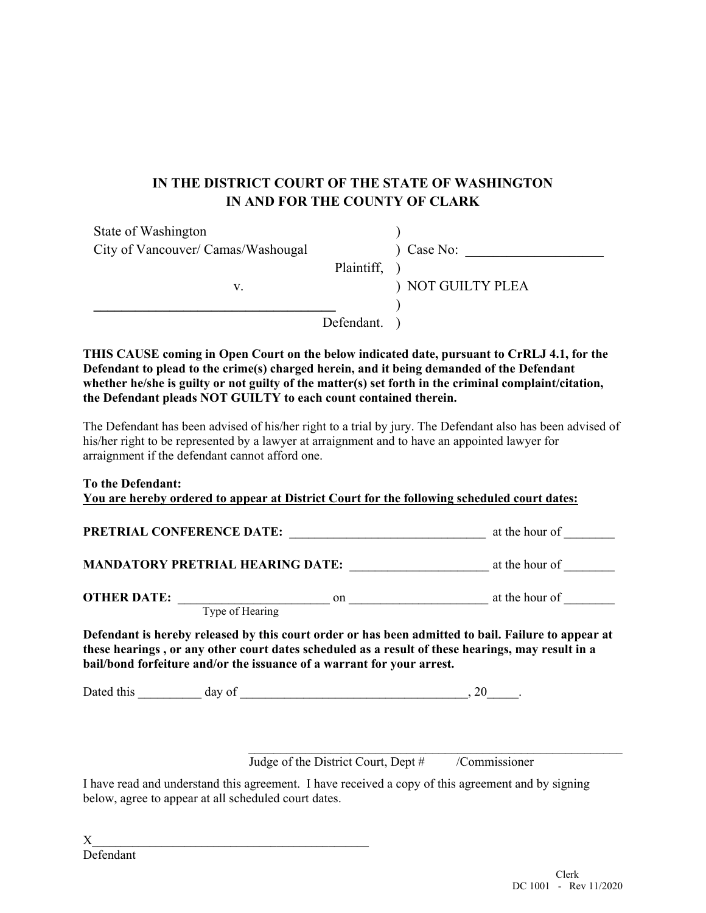**IN THE DISTRICT COURT OF THE STATE OF WASHINGTON**
**IN AND FOR THE COUNTY OF CLARK**

| | | |
|---|---|---|
| State of Washington | ) | |
| City of Vancouver/ Camas/Washougal | ) | Case No: ____________________ |
| Plaintiff, | ) | |
| v. | ) | NOT GUILTY PLEA |
| ____________________________________ | ) | |
| Defendant. | ) | |

**THIS CAUSE coming in Open Court on the below indicated date, pursuant to CrRLJ 4.1, for the Defendant to plead to the crime(s) charged herein, and it being demanded of the Defendant whether he/she is guilty or not guilty of the matter(s) set forth in the criminal complaint/citation, the Defendant pleads NOT GUILTY to each count contained therein.**

The Defendant has been advised of his/her right to a trial by jury. The Defendant also has been advised of his/her right to be represented by a lawyer at arraignment and to have an appointed lawyer for arraignment if the defendant cannot afford one.

**To the Defendant:**
**You are hereby ordered to appear at District Court for the following scheduled court dates:**

**PRETRIAL CONFERENCE DATE:** _______________________________ at the hour of ________

**MANDATORY PRETRIAL HEARING DATE:** _____________________ at the hour of ________

**OTHER DATE:** _______________________ on _____________________ at the hour of ________
Type of Hearing

**Defendant is hereby released by this court order or has been admitted to bail. Failure to appear at these hearings , or any other court dates scheduled as a result of these hearings, may result in a bail/bond forfeiture and/or the issuance of a warrant for your arrest.**

Dated this __________ day of ___________________________________, 20_____.

____________________________________________________________
Judge of the District Court, Dept # /Commissioner

I have read and understand this agreement. I have received a copy of this agreement and by signing below, agree to appear at all scheduled court dates.

X____________________________________________
Defendant

Clerk
DC 1001 - Rev 11/2020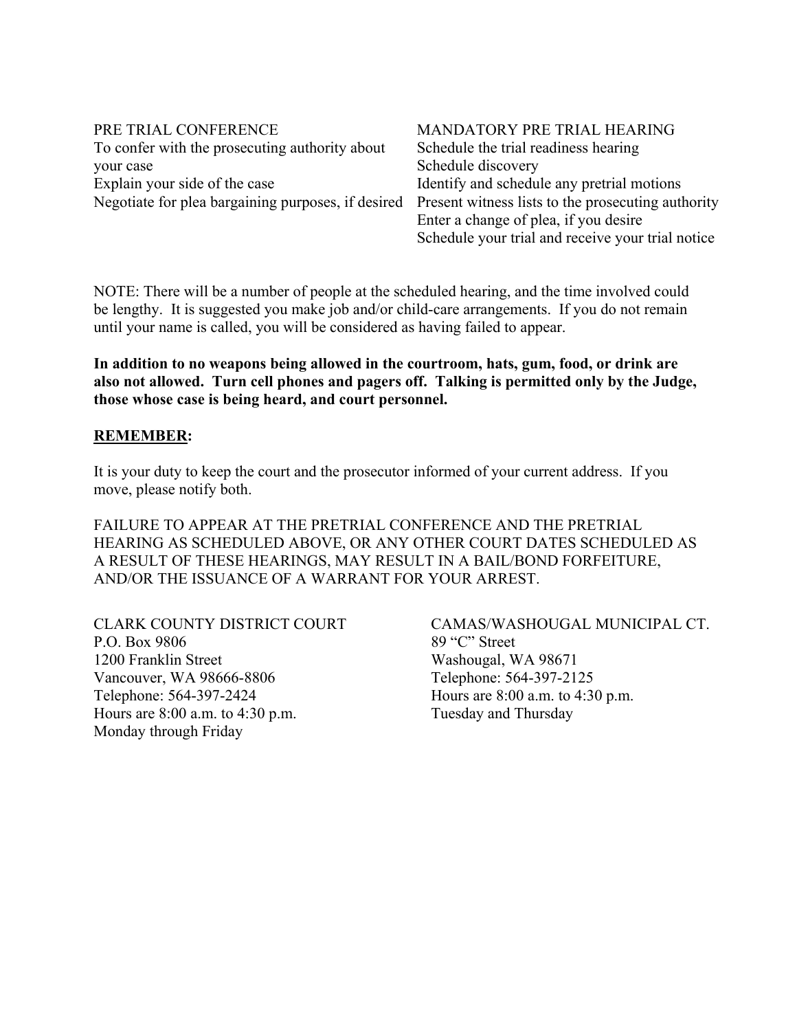PRE TRIAL CONFERENCE

To confer with the prosecuting authority about your case

Explain your side of the case

Negotiate for plea bargaining purposes, if desired

MANDATORY PRE TRIAL HEARING

Schedule the trial readiness hearing

Schedule discovery

Identify and schedule any pretrial motions

Present witness lists to the prosecuting authority

Enter a change of plea, if you desire

Schedule your trial and receive your trial notice

NOTE: There will be a number of people at the scheduled hearing, and the time involved could be lengthy. It is suggested you make job and/or child-care arrangements. If you do not remain until your name is called, you will be considered as having failed to appear.

**In addition to no weapons being allowed in the courtroom, hats, gum, food, or drink are also not allowed. Turn cell phones and pagers off. Talking is permitted only by the Judge, those whose case is being heard, and court personnel.**

**REMEMBER:**

It is your duty to keep the court and the prosecutor informed of your current address. If you move, please notify both.

FAILURE TO APPEAR AT THE PRETRIAL CONFERENCE AND THE PRETRIAL HEARING AS SCHEDULED ABOVE, OR ANY OTHER COURT DATES SCHEDULED AS A RESULT OF THESE HEARINGS, MAY RESULT IN A BAIL/BOND FORFEITURE, AND/OR THE ISSUANCE OF A WARRANT FOR YOUR ARREST.

CLARK COUNTY DISTRICT COURT
P.O. Box 9806
1200 Franklin Street
Vancouver, WA 98666-8806
Telephone: 564-397-2424
Hours are 8:00 a.m. to 4:30 p.m.
Monday through Friday

CAMAS/WASHOUGAL MUNICIPAL CT.
89 "C" Street
Washougal, WA 98671
Telephone: 564-397-2125
Hours are 8:00 a.m. to 4:30 p.m.
Tuesday and Thursday